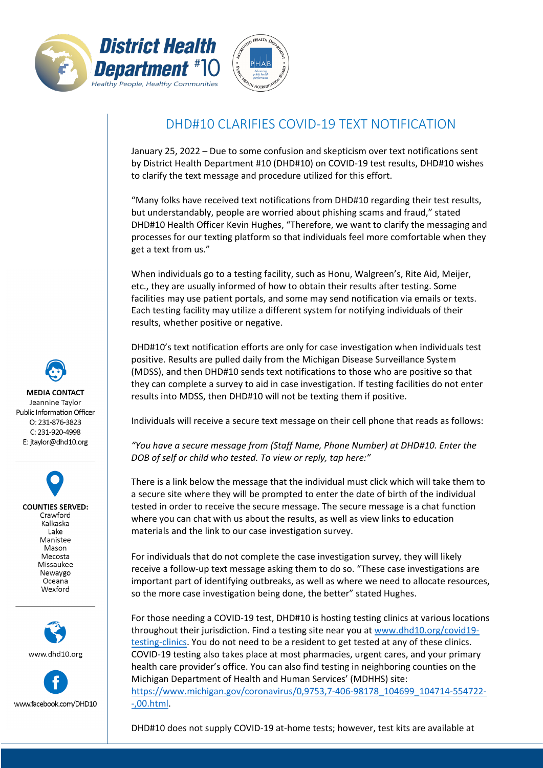District Health Department #10

Healthy People, Healthy Communities

# DHD#10 CLARIFIES COVID-19 TEXT NOTIFICATION

January 25, 2022 – Due to some confusion and skepticism over text notifications sent by District Health Department #10 (DHD#10) on COVID-19 test results, DHD#10 wishes to clarify the text message and procedure utilized for this effort.

"Many folks have received text notifications from DHD#10 regarding their test results, but understandably, people are worried about phishing scams and fraud," stated DHD#10 Health Officer Kevin Hughes, "Therefore, we want to clarify the messaging and processes for our texting platform so that individuals feel more comfortable when they get a text from us."

When individuals go to a testing facility, such as Honu, Walgreen's, Rite Aid, Meijer, etc., they are usually informed of how to obtain their results after testing. Some facilities may use patient portals, and some may send notification via emails or texts. Each testing facility may utilize a different system for notifying individuals of their results, whether positive or negative.

DHD#10's text notification efforts are only for case investigation when individuals test positive. Results are pulled daily from the Michigan Disease Surveillance System (MDSS), and then DHD#10 sends text notifications to those who are positive so that they can complete a survey to aid in case investigation. If testing facilities do not enter results into MDSS, then DHD#10 will not be texting them if positive.

Individuals will receive a secure text message on their cell phone that reads as follows:

*"You have a secure message from (Staff Name, Phone Number) at DHD#10. Enter the DOB of self or child who tested. To view or reply, tap here:"*

There is a link below the message that the individual must click which will take them to a secure site where they will be prompted to enter the date of birth of the individual tested in order to receive the secure message. The secure message is a chat function where you can chat with us about the results, as well as view links to education materials and the link to our case investigation survey.

For individuals that do not complete the case investigation survey, they will likely receive a follow-up text message asking them to do so. "These case investigations are important part of identifying outbreaks, as well as where we need to allocate resources, so the more case investigation being done, the better" stated Hughes.

For those needing a COVID-19 test, DHD#10 is hosting testing clinics at various locations throughout their jurisdiction. Find a testing site near you at [www.dhd10.org/covid19-testing-clinics](www.dhd10.org/covid19-testing-clinics). You do not need to be a resident to get tested at any of these clinics. COVID-19 testing also takes place at most pharmacies, urgent cares, and your primary health care provider's office. You can also find testing in neighboring counties on the Michigan Department of Health and Human Services' (MDHHS) site: [https://www.michigan.gov/coronavirus/0,9753,7-406-98178_104699_104714-554722--,00.html](https://www.michigan.gov/coronavirus/0,9753,7-406-98178_104699_104714-554722--,00.html).

DHD#10 does not supply COVID-19 at-home tests; however, test kits are available at

**MEDIA CONTACT**
Jeannine Taylor
Public Information Officer
O: 231-876-3823
C: 231-920-4998
E: jtaylor@dhd10.org

**COUNTIES SERVED:**
Crawford
Kalkaska
Lake
Manistee
Mason
Mecosta
Missaukee
Newaygo
Oceana
Wexford

www.dhd10.org

www.facebook.com/DHD10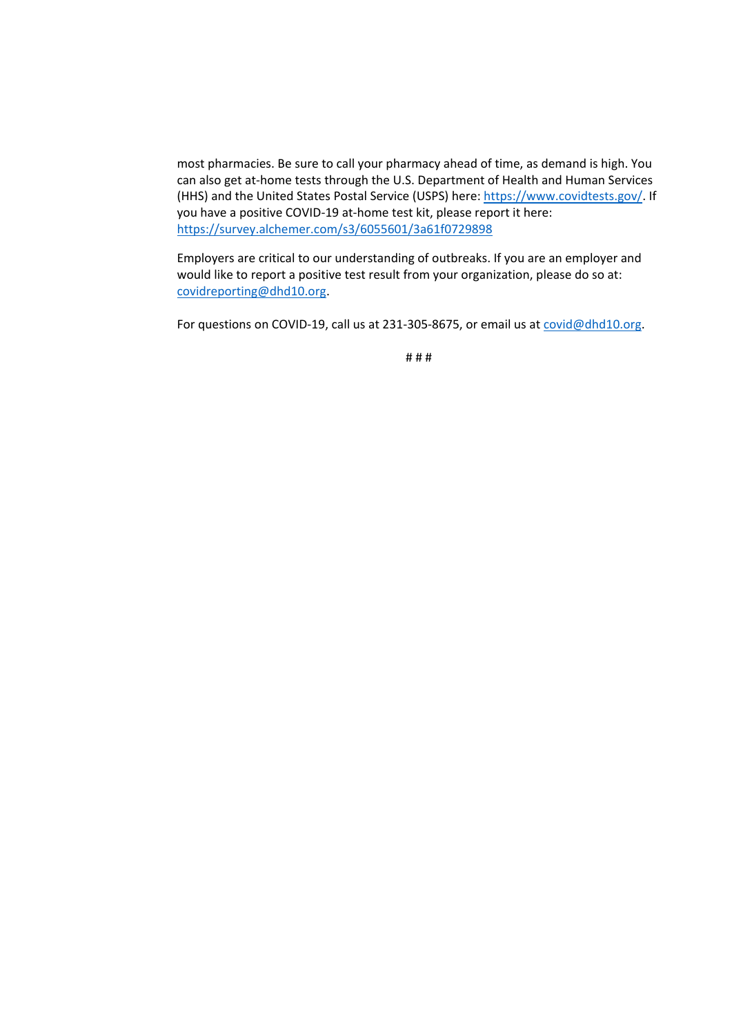most pharmacies. Be sure to call your pharmacy ahead of time, as demand is high. You can also get at-home tests through the U.S. Department of Health and Human Services (HHS) and the United States Postal Service (USPS) here: https://www.covidtests.gov/. If you have a positive COVID-19 at-home test kit, please report it here: https://survey.alchemer.com/s3/6055601/3a61f0729898

Employers are critical to our understanding of outbreaks. If you are an employer and would like to report a positive test result from your organization, please do so at: covidreporting@dhd10.org.

For questions on COVID-19, call us at 231-305-8675, or email us at covid@dhd10.org.

# # #